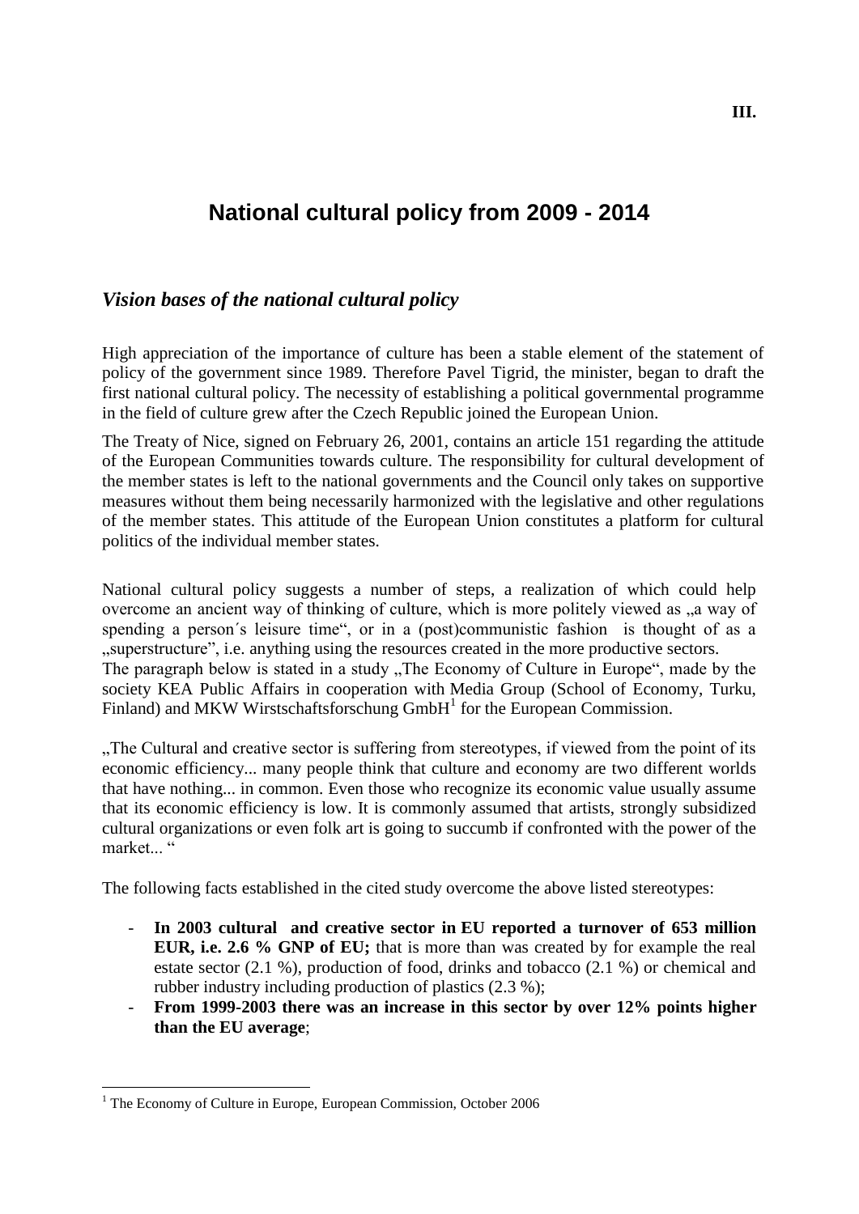III.

# National cultural policy from 2009 - 2014

## *Vision bases of the national cultural policy*

High appreciation of the importance of culture has been a stable element of the statement of policy of the government since 1989. Therefore Pavel Tigrid, the minister, began to draft the first national cultural policy. The necessity of establishing a political governmental programme in the field of culture grew after the Czech Republic joined the European Union.

The Treaty of Nice, signed on February 26, 2001, contains an article 151 regarding the attitude of the European Communities towards culture. The responsibility for cultural development of the member states is left to the national governments and the Council only takes on supportive measures without them being necessarily harmonized with the legislative and other regulations of the member states. This attitude of the European Union constitutes a platform for cultural politics of the individual member states.

National cultural policy suggests a number of steps, a realization of which could help overcome an ancient way of thinking of culture, which is more politely viewed as „a way of spending a person´s leisure time", or in a (post)communistic fashion is thought of as a „superstructure", i.e. anything using the resources created in the more productive sectors.
The paragraph below is stated in a study „The Economy of Culture in Europe", made by the society KEA Public Affairs in cooperation with Media Group (School of Economy, Turku, Finland) and MKW Wirstschaftsforschung GmbH[1] for the European Commission.

„The Cultural and creative sector is suffering from stereotypes, if viewed from the point of its economic efficiency... many people think that culture and economy are two different worlds that have nothing... in common. Even those who recognize its economic value usually assume that its economic efficiency is low. It is commonly assumed that artists, strongly subsidized cultural organizations or even folk art is going to succumb if confronted with the power of the market... "

The following facts established in the cited study overcome the above listed stereotypes:

- **In 2003 cultural and creative sector in EU reported a turnover of 653 million EUR, i.e. 2.6 % GNP of EU;** that is more than was created by for example the real estate sector (2.1 %), production of food, drinks and tobacco (2.1 %) or chemical and rubber industry including production of plastics (2.3 %);
- **From 1999-2003 there was an increase in this sector by over 12% points higher than the EU average**;

[1] The Economy of Culture in Europe, European Commission, October 2006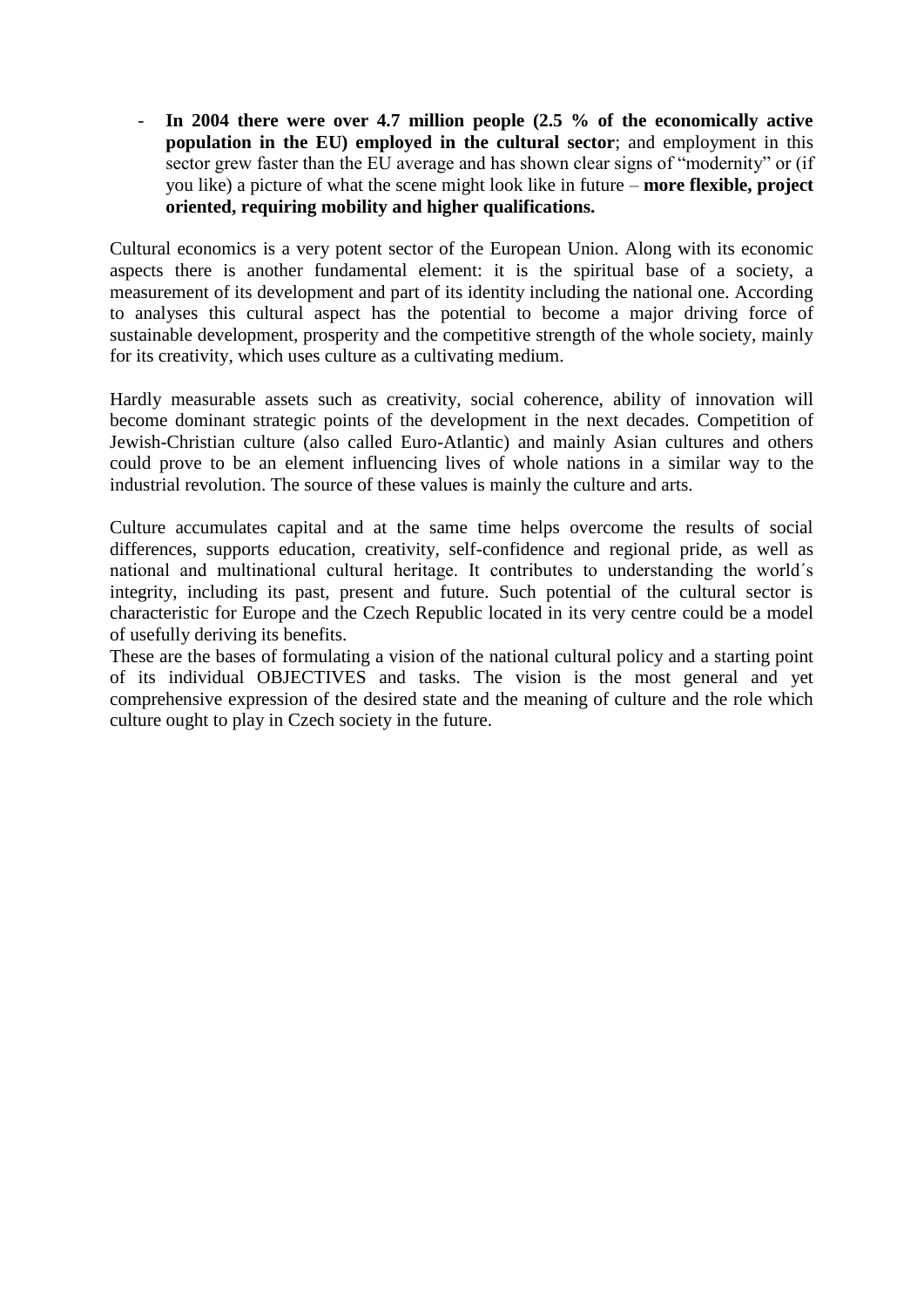- **In 2004 there were over 4.7 million people (2.5 % of the economically active population in the EU) employed in the cultural sector**; and employment in this sector grew faster than the EU average and has shown clear signs of "modernity" or (if you like) a picture of what the scene might look like in future – **more flexible, project oriented, requiring mobility and higher qualifications.**

Cultural economics is a very potent sector of the European Union. Along with its economic aspects there is another fundamental element: it is the spiritual base of a society, a measurement of its development and part of its identity including the national one. According to analyses this cultural aspect has the potential to become a major driving force of sustainable development, prosperity and the competitive strength of the whole society, mainly for its creativity, which uses culture as a cultivating medium.

Hardly measurable assets such as creativity, social coherence, ability of innovation will become dominant strategic points of the development in the next decades. Competition of Jewish-Christian culture (also called Euro-Atlantic) and mainly Asian cultures and others could prove to be an element influencing lives of whole nations in a similar way to the industrial revolution. The source of these values is mainly the culture and arts.

Culture accumulates capital and at the same time helps overcome the results of social differences, supports education, creativity, self-confidence and regional pride, as well as national and multinational cultural heritage. It contributes to understanding the world´s integrity, including its past, present and future. Such potential of the cultural sector is characteristic for Europe and the Czech Republic located in its very centre could be a model of usefully deriving its benefits.

These are the bases of formulating a vision of the national cultural policy and a starting point of its individual OBJECTIVES and tasks. The vision is the most general and yet comprehensive expression of the desired state and the meaning of culture and the role which culture ought to play in Czech society in the future.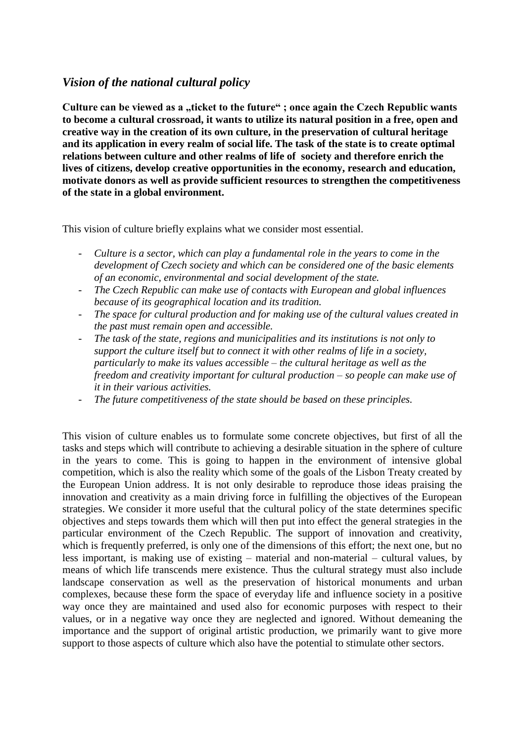## *Vision of the national cultural policy*

**Culture can be viewed as a „ticket to the future" ; once again the Czech Republic wants to become a cultural crossroad, it wants to utilize its natural position in a free, open and creative way in the creation of its own culture, in the preservation of cultural heritage and its application in every realm of social life. The task of the state is to create optimal relations between culture and other realms of life of society and therefore enrich the lives of citizens, develop creative opportunities in the economy, research and education, motivate donors as well as provide sufficient resources to strengthen the competitiveness of the state in a global environment.**

This vision of culture briefly explains what we consider most essential.

- *Culture is a sector, which can play a fundamental role in the years to come in the development of Czech society and which can be considered one of the basic elements of an economic, environmental and social development of the state.*
- *The Czech Republic can make use of contacts with European and global influences because of its geographical location and its tradition.*
- *The space for cultural production and for making use of the cultural values created in the past must remain open and accessible.*
- *The task of the state, regions and municipalities and its institutions is not only to support the culture itself but to connect it with other realms of life in a society, particularly to make its values accessible – the cultural heritage as well as the freedom and creativity important for cultural production – so people can make use of it in their various activities.*
- *The future competitiveness of the state should be based on these principles.*

This vision of culture enables us to formulate some concrete objectives, but first of all the tasks and steps which will contribute to achieving a desirable situation in the sphere of culture in the years to come. This is going to happen in the environment of intensive global competition, which is also the reality which some of the goals of the Lisbon Treaty created by the European Union address. It is not only desirable to reproduce those ideas praising the innovation and creativity as a main driving force in fulfilling the objectives of the European strategies. We consider it more useful that the cultural policy of the state determines specific objectives and steps towards them which will then put into effect the general strategies in the particular environment of the Czech Republic. The support of innovation and creativity, which is frequently preferred, is only one of the dimensions of this effort; the next one, but no less important, is making use of existing – material and non-material – cultural values, by means of which life transcends mere existence. Thus the cultural strategy must also include landscape conservation as well as the preservation of historical monuments and urban complexes, because these form the space of everyday life and influence society in a positive way once they are maintained and used also for economic purposes with respect to their values, or in a negative way once they are neglected and ignored. Without demeaning the importance and the support of original artistic production, we primarily want to give more support to those aspects of culture which also have the potential to stimulate other sectors.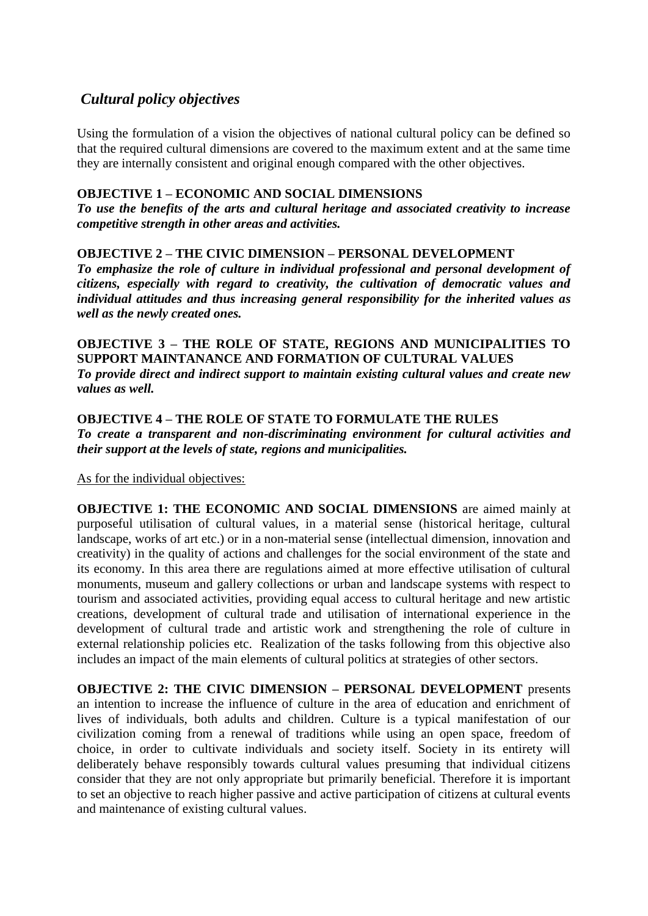## *Cultural policy objectives*

Using the formulation of a vision the objectives of national cultural policy can be defined so that the required cultural dimensions are covered to the maximum extent and at the same time they are internally consistent and original enough compared with the other objectives.

**OBJECTIVE 1 – ECONOMIC AND SOCIAL DIMENSIONS**
***To use the benefits of the arts and cultural heritage and associated creativity to increase competitive strength in other areas and activities.***

**OBJECTIVE 2 – THE CIVIC DIMENSION – PERSONAL DEVELOPMENT**
***To emphasize the role of culture in individual professional and personal development of citizens, especially with regard to creativity, the cultivation of democratic values and individual attitudes and thus increasing general responsibility for the inherited values as well as the newly created ones.***

**OBJECTIVE 3 – THE ROLE OF STATE, REGIONS AND MUNICIPALITIES TO SUPPORT MAINTANANCE AND FORMATION OF CULTURAL VALUES**
***To provide direct and indirect support to maintain existing cultural values and create new values as well.***

**OBJECTIVE 4 – THE ROLE OF STATE TO FORMULATE THE RULES**
***To create a transparent and non-discriminating environment for cultural activities and their support at the levels of state, regions and municipalities.***

As for the individual objectives:

**OBJECTIVE 1: THE ECONOMIC AND SOCIAL DIMENSIONS** are aimed mainly at purposeful utilisation of cultural values, in a material sense (historical heritage, cultural landscape, works of art etc.) or in a non-material sense (intellectual dimension, innovation and creativity) in the quality of actions and challenges for the social environment of the state and its economy. In this area there are regulations aimed at more effective utilisation of cultural monuments, museum and gallery collections or urban and landscape systems with respect to tourism and associated activities, providing equal access to cultural heritage and new artistic creations, development of cultural trade and utilisation of international experience in the development of cultural trade and artistic work and strengthening the role of culture in external relationship policies etc. Realization of the tasks following from this objective also includes an impact of the main elements of cultural politics at strategies of other sectors.

**OBJECTIVE 2: THE CIVIC DIMENSION – PERSONAL DEVELOPMENT** presents an intention to increase the influence of culture in the area of education and enrichment of lives of individuals, both adults and children. Culture is a typical manifestation of our civilization coming from a renewal of traditions while using an open space, freedom of choice, in order to cultivate individuals and society itself. Society in its entirety will deliberately behave responsibly towards cultural values presuming that individual citizens consider that they are not only appropriate but primarily beneficial. Therefore it is important to set an objective to reach higher passive and active participation of citizens at cultural events and maintenance of existing cultural values.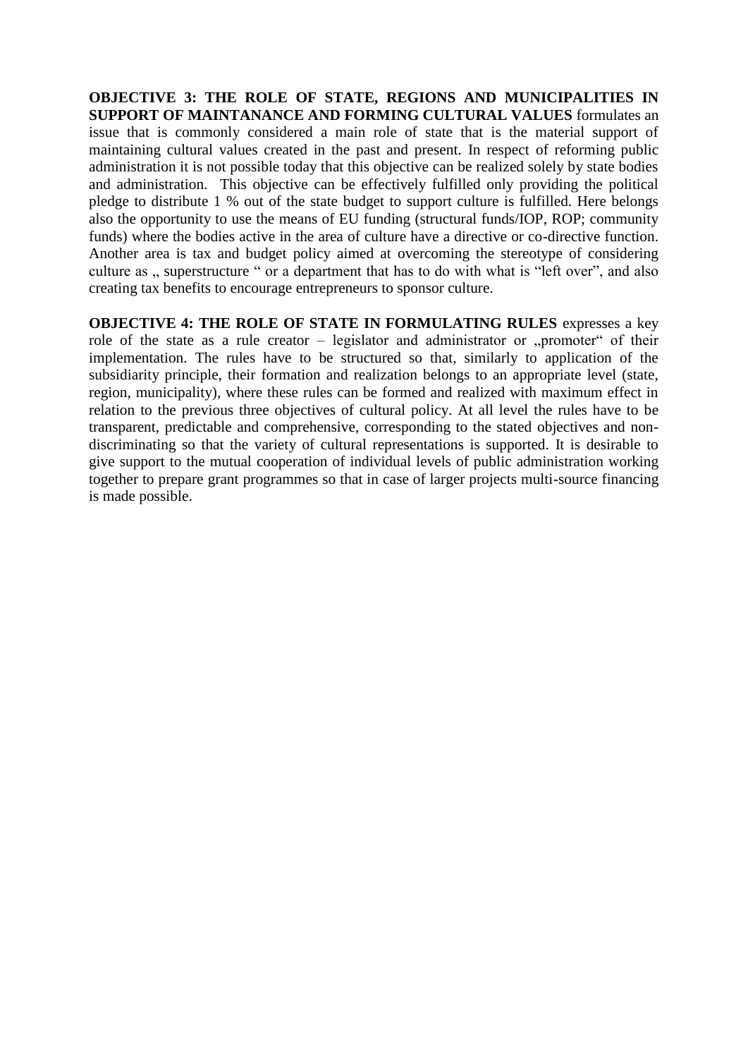**OBJECTIVE 3: THE ROLE OF STATE, REGIONS AND MUNICIPALITIES IN SUPPORT OF MAINTANANCE AND FORMING CULTURAL VALUES** formulates an issue that is commonly considered a main role of state that is the material support of maintaining cultural values created in the past and present. In respect of reforming public administration it is not possible today that this objective can be realized solely by state bodies and administration. This objective can be effectively fulfilled only providing the political pledge to distribute 1 % out of the state budget to support culture is fulfilled. Here belongs also the opportunity to use the means of EU funding (structural funds/IOP, ROP; community funds) where the bodies active in the area of culture have a directive or co-directive function. Another area is tax and budget policy aimed at overcoming the stereotype of considering culture as „ superstructure " or a department that has to do with what is "left over", and also creating tax benefits to encourage entrepreneurs to sponsor culture.

**OBJECTIVE 4: THE ROLE OF STATE IN FORMULATING RULES** expresses a key role of the state as a rule creator – legislator and administrator or „promoter" of their implementation. The rules have to be structured so that, similarly to application of the subsidiarity principle, their formation and realization belongs to an appropriate level (state, region, municipality), where these rules can be formed and realized with maximum effect in relation to the previous three objectives of cultural policy. At all level the rules have to be transparent, predictable and comprehensive, corresponding to the stated objectives and non-discriminating so that the variety of cultural representations is supported. It is desirable to give support to the mutual cooperation of individual levels of public administration working together to prepare grant programmes so that in case of larger projects multi-source financing is made possible.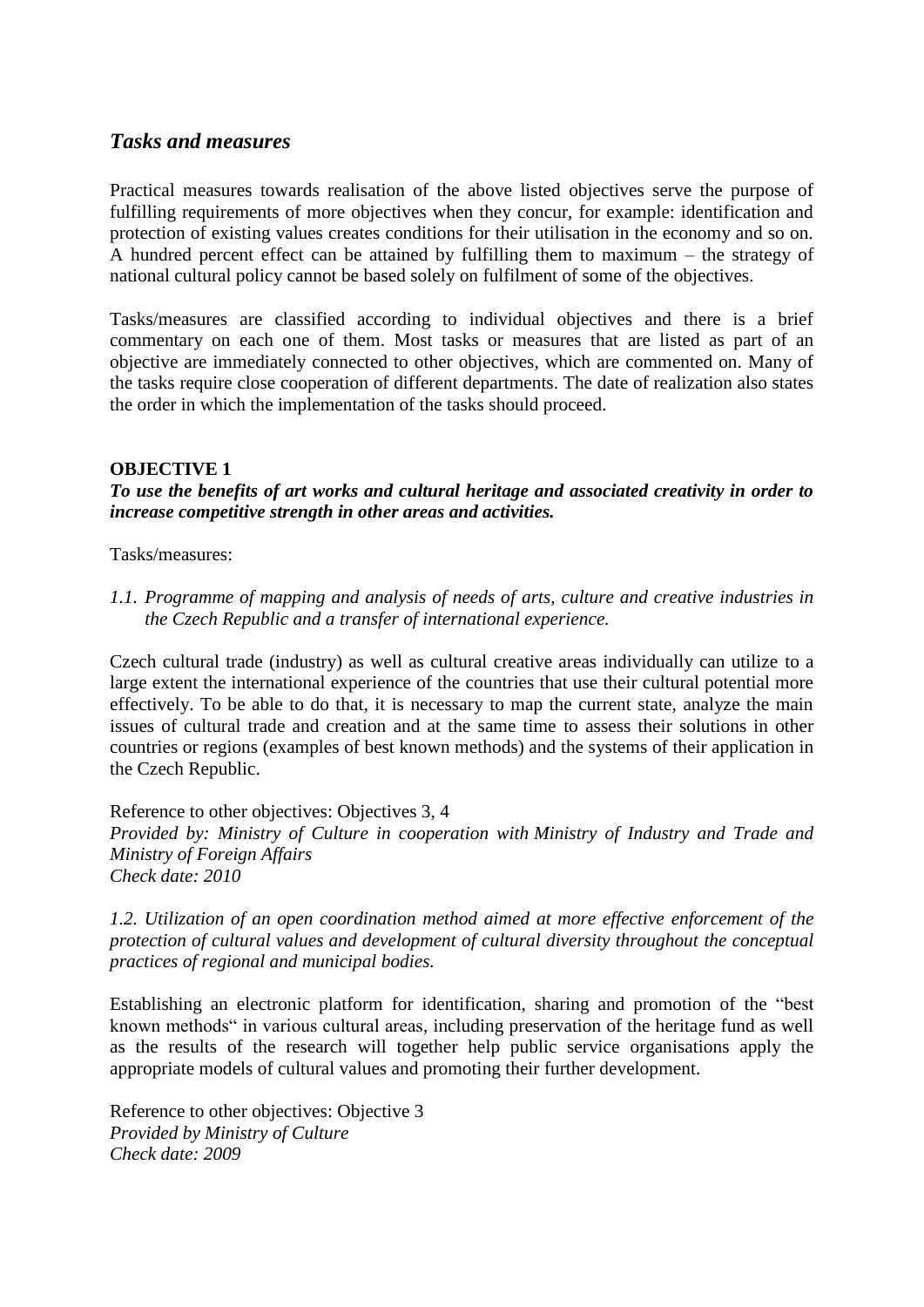## *Tasks and measures*

Practical measures towards realisation of the above listed objectives serve the purpose of fulfilling requirements of more objectives when they concur, for example: identification and protection of existing values creates conditions for their utilisation in the economy and so on. A hundred percent effect can be attained by fulfilling them to maximum – the strategy of national cultural policy cannot be based solely on fulfilment of some of the objectives.

Tasks/measures are classified according to individual objectives and there is a brief commentary on each one of them. Most tasks or measures that are listed as part of an objective are immediately connected to other objectives, which are commented on. Many of the tasks require close cooperation of different departments. The date of realization also states the order in which the implementation of the tasks should proceed.

**OBJECTIVE 1**

***To use the benefits of art works and cultural heritage and associated creativity in order to increase competitive strength in other areas and activities.***

Tasks/measures:

*1.1. Programme of mapping and analysis of needs of arts, culture and creative industries in the Czech Republic and a transfer of international experience.*

Czech cultural trade (industry) as well as cultural creative areas individually can utilize to a large extent the international experience of the countries that use their cultural potential more effectively. To be able to do that, it is necessary to map the current state, analyze the main issues of cultural trade and creation and at the same time to assess their solutions in other countries or regions (examples of best known methods) and the systems of their application in the Czech Republic.

Reference to other objectives: Objectives 3, 4
*Provided by: Ministry of Culture in cooperation with Ministry of Industry and Trade and Ministry of Foreign Affairs*
*Check date: 2010*

*1.2. Utilization of an open coordination method aimed at more effective enforcement of the protection of cultural values and development of cultural diversity throughout the conceptual practices of regional and municipal bodies.*

Establishing an electronic platform for identification, sharing and promotion of the "best known methods" in various cultural areas, including preservation of the heritage fund as well as the results of the research will together help public service organisations apply the appropriate models of cultural values and promoting their further development.

Reference to other objectives: Objective 3
*Provided by Ministry of Culture*
*Check date: 2009*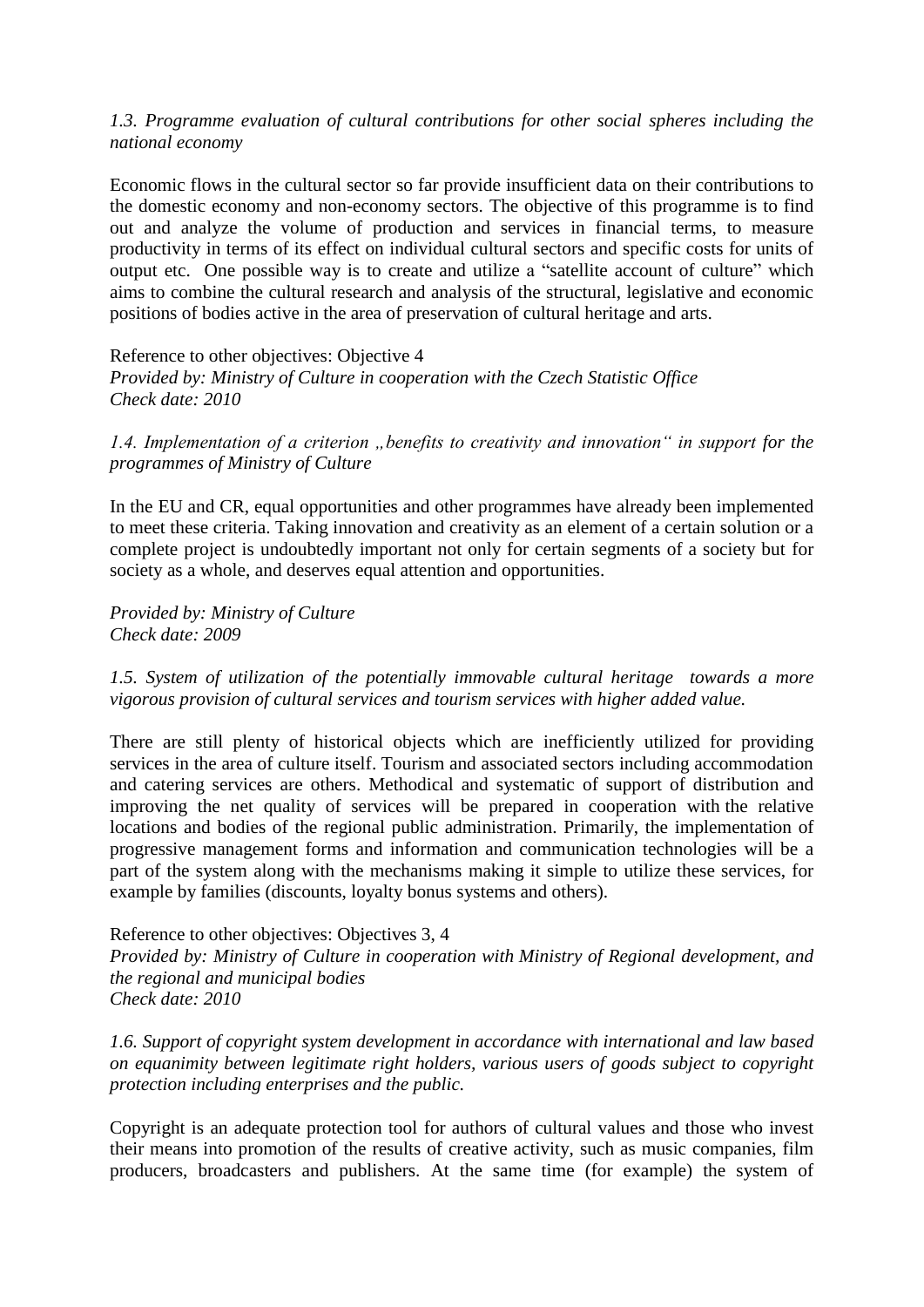*1.3. Programme evaluation of cultural contributions for other social spheres including the national economy*

Economic flows in the cultural sector so far provide insufficient data on their contributions to the domestic economy and non-economy sectors. The objective of this programme is to find out and analyze the volume of production and services in financial terms, to measure productivity in terms of its effect on individual cultural sectors and specific costs for units of output etc. One possible way is to create and utilize a "satellite account of culture" which aims to combine the cultural research and analysis of the structural, legislative and economic positions of bodies active in the area of preservation of cultural heritage and arts.

Reference to other objectives: Objective 4
*Provided by: Ministry of Culture in cooperation with the Czech Statistic Office*
*Check date: 2010*

*1.4. Implementation of a criterion „benefits to creativity and innovation" in support for the programmes of Ministry of Culture*

In the EU and CR, equal opportunities and other programmes have already been implemented to meet these criteria. Taking innovation and creativity as an element of a certain solution or a complete project is undoubtedly important not only for certain segments of a society but for society as a whole, and deserves equal attention and opportunities.

*Provided by: Ministry of Culture*
*Check date: 2009*

*1.5. System of utilization of the potentially immovable cultural heritage towards a more vigorous provision of cultural services and tourism services with higher added value.*

There are still plenty of historical objects which are inefficiently utilized for providing services in the area of culture itself. Tourism and associated sectors including accommodation and catering services are others. Methodical and systematic of support of distribution and improving the net quality of services will be prepared in cooperation with the relative locations and bodies of the regional public administration. Primarily, the implementation of progressive management forms and information and communication technologies will be a part of the system along with the mechanisms making it simple to utilize these services, for example by families (discounts, loyalty bonus systems and others).

Reference to other objectives: Objectives 3, 4
*Provided by: Ministry of Culture in cooperation with Ministry of Regional development, and the regional and municipal bodies*
*Check date: 2010*

*1.6. Support of copyright system development in accordance with international and law based on equanimity between legitimate right holders, various users of goods subject to copyright protection including enterprises and the public.*

Copyright is an adequate protection tool for authors of cultural values and those who invest their means into promotion of the results of creative activity, such as music companies, film producers, broadcasters and publishers. At the same time (for example) the system of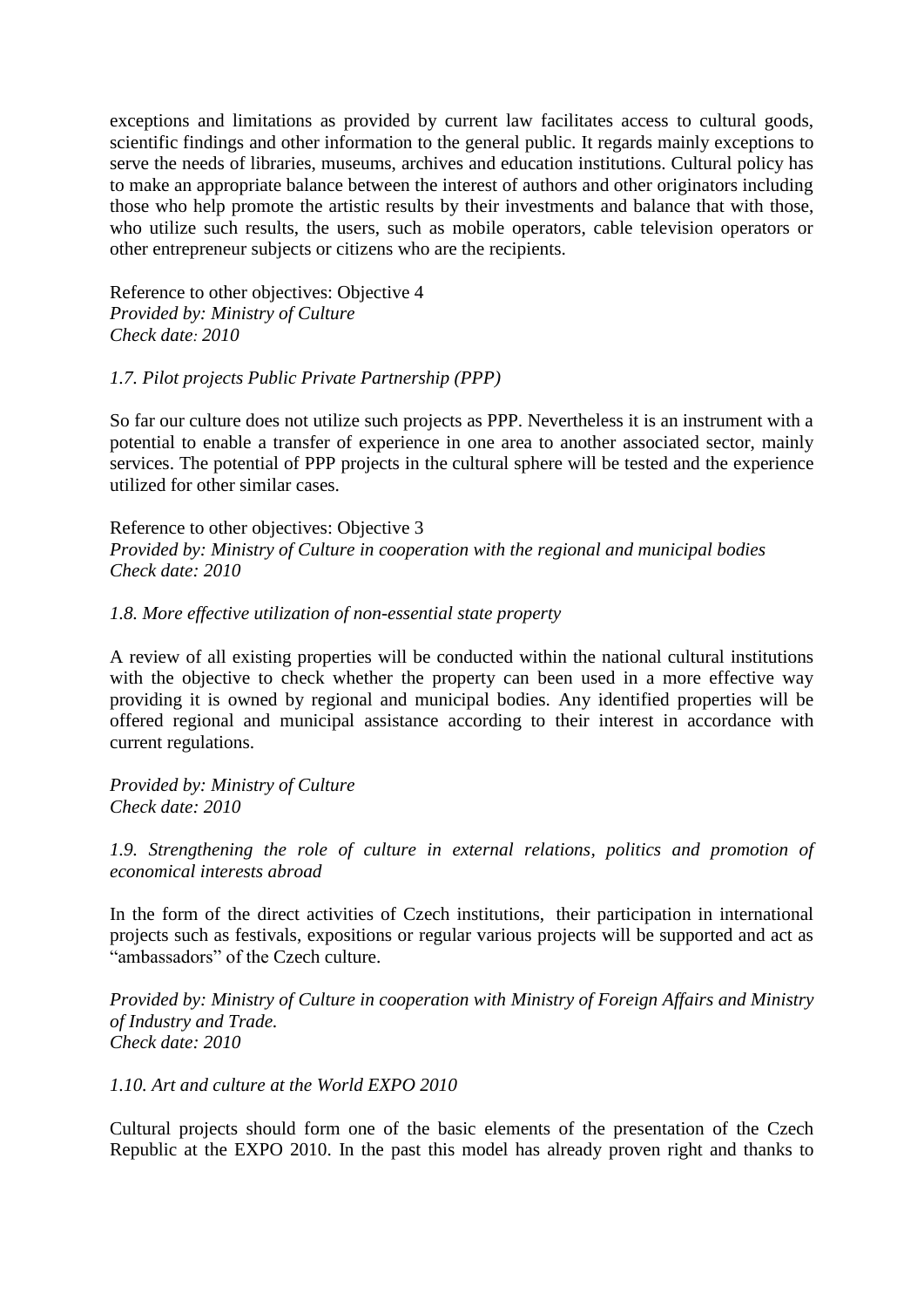exceptions and limitations as provided by current law facilitates access to cultural goods, scientific findings and other information to the general public. It regards mainly exceptions to serve the needs of libraries, museums, archives and education institutions. Cultural policy has to make an appropriate balance between the interest of authors and other originators including those who help promote the artistic results by their investments and balance that with those, who utilize such results, the users, such as mobile operators, cable television operators or other entrepreneur subjects or citizens who are the recipients.

Reference to other objectives: Objective 4
*Provided by: Ministry of Culture*
*Check date: 2010*

*1.7. Pilot projects Public Private Partnership (PPP)*

So far our culture does not utilize such projects as PPP. Nevertheless it is an instrument with a potential to enable a transfer of experience in one area to another associated sector, mainly services. The potential of PPP projects in the cultural sphere will be tested and the experience utilized for other similar cases.

Reference to other objectives: Objective 3
*Provided by: Ministry of Culture in cooperation with the regional and municipal bodies*
*Check date: 2010*

*1.8. More effective utilization of non-essential state property*

A review of all existing properties will be conducted within the national cultural institutions with the objective to check whether the property can been used in a more effective way providing it is owned by regional and municipal bodies. Any identified properties will be offered regional and municipal assistance according to their interest in accordance with current regulations.

*Provided by: Ministry of Culture*
*Check date: 2010*

*1.9. Strengthening the role of culture in external relations, politics and promotion of economical interests abroad*

In the form of the direct activities of Czech institutions, their participation in international projects such as festivals, expositions or regular various projects will be supported and act as "ambassadors" of the Czech culture.

*Provided by: Ministry of Culture in cooperation with Ministry of Foreign Affairs and Ministry of Industry and Trade.*
*Check date: 2010*

*1.10. Art and culture at the World EXPO 2010*

Cultural projects should form one of the basic elements of the presentation of the Czech Republic at the EXPO 2010. In the past this model has already proven right and thanks to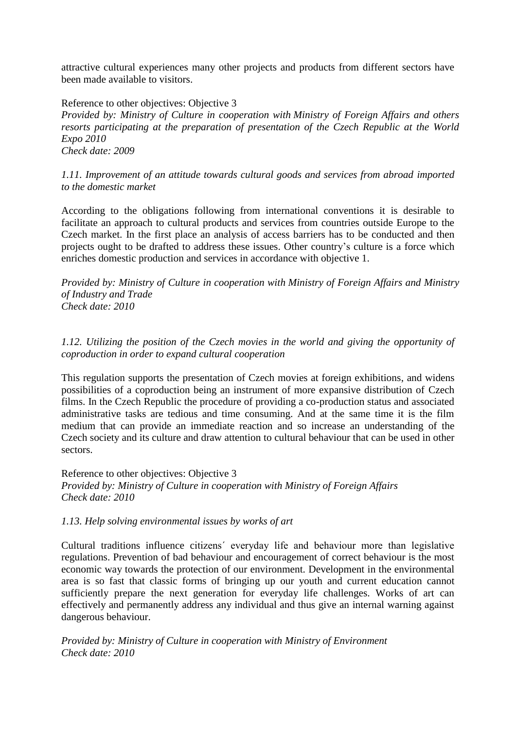attractive cultural experiences many other projects and products from different sectors have been made available to visitors.

Reference to other objectives: Objective 3
*Provided by: Ministry of Culture in cooperation with Ministry of Foreign Affairs and others resorts participating at the preparation of presentation of the Czech Republic at the World Expo 2010*
*Check date: 2009*

*1.11. Improvement of an attitude towards cultural goods and services from abroad imported to the domestic market*

According to the obligations following from international conventions it is desirable to facilitate an approach to cultural products and services from countries outside Europe to the Czech market. In the first place an analysis of access barriers has to be conducted and then projects ought to be drafted to address these issues. Other country's culture is a force which enriches domestic production and services in accordance with objective 1.

*Provided by: Ministry of Culture in cooperation with Ministry of Foreign Affairs and Ministry of Industry and Trade*
*Check date: 2010*

*1.12. Utilizing the position of the Czech movies in the world and giving the opportunity of coproduction in order to expand cultural cooperation*

This regulation supports the presentation of Czech movies at foreign exhibitions, and widens possibilities of a coproduction being an instrument of more expansive distribution of Czech films. In the Czech Republic the procedure of providing a co-production status and associated administrative tasks are tedious and time consuming. And at the same time it is the film medium that can provide an immediate reaction and so increase an understanding of the Czech society and its culture and draw attention to cultural behaviour that can be used in other sectors.

Reference to other objectives: Objective 3
*Provided by: Ministry of Culture in cooperation with Ministry of Foreign Affairs*
*Check date: 2010*

*1.13. Help solving environmental issues by works of art*

Cultural traditions influence citizens´ everyday life and behaviour more than legislative regulations. Prevention of bad behaviour and encouragement of correct behaviour is the most economic way towards the protection of our environment. Development in the environmental area is so fast that classic forms of bringing up our youth and current education cannot sufficiently prepare the next generation for everyday life challenges. Works of art can effectively and permanently address any individual and thus give an internal warning against dangerous behaviour.

*Provided by: Ministry of Culture in cooperation with Ministry of Environment*
*Check date: 2010*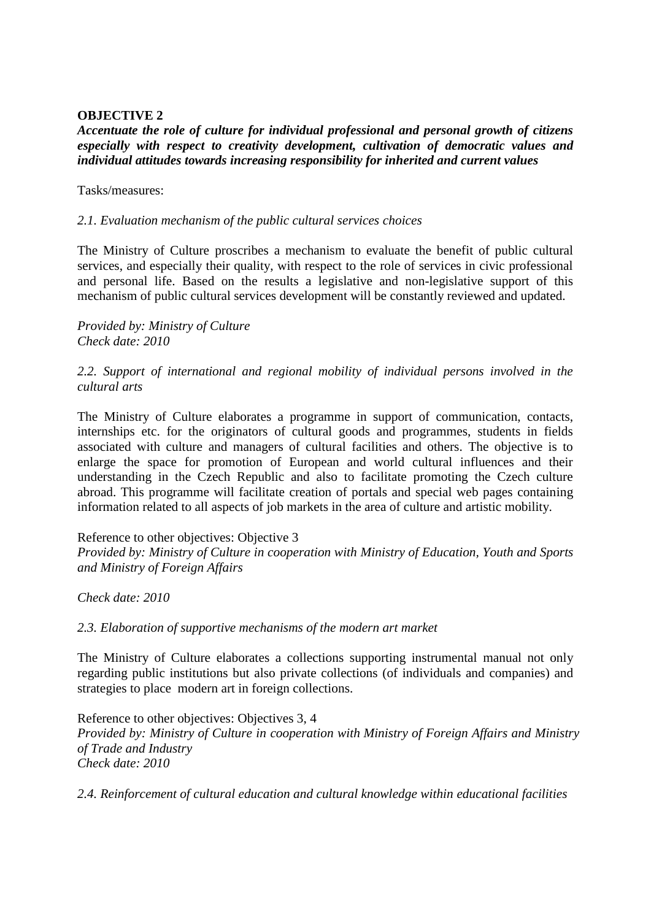**OBJECTIVE 2**

***Accentuate the role of culture for individual professional and personal growth of citizens especially with respect to creativity development, cultivation of democratic values and individual attitudes towards increasing responsibility for inherited and current values***

Tasks/measures:

*2.1. Evaluation mechanism of the public cultural services choices*

The Ministry of Culture proscribes a mechanism to evaluate the benefit of public cultural services, and especially their quality, with respect to the role of services in civic professional and personal life. Based on the results a legislative and non-legislative support of this mechanism of public cultural services development will be constantly reviewed and updated.

*Provided by: Ministry of Culture*
*Check date: 2010*

*2.2. Support of international and regional mobility of individual persons involved in the cultural arts*

The Ministry of Culture elaborates a programme in support of communication, contacts, internships etc. for the originators of cultural goods and programmes, students in fields associated with culture and managers of cultural facilities and others. The objective is to enlarge the space for promotion of European and world cultural influences and their understanding in the Czech Republic and also to facilitate promoting the Czech culture abroad. This programme will facilitate creation of portals and special web pages containing information related to all aspects of job markets in the area of culture and artistic mobility.

Reference to other objectives: Objective 3
*Provided by: Ministry of Culture in cooperation with Ministry of Education, Youth and Sports and Ministry of Foreign Affairs*

*Check date: 2010*

*2.3. Elaboration of supportive mechanisms of the modern art market*

The Ministry of Culture elaborates a collections supporting instrumental manual not only regarding public institutions but also private collections (of individuals and companies) and strategies to place modern art in foreign collections.

Reference to other objectives: Objectives 3, 4
*Provided by: Ministry of Culture in cooperation with Ministry of Foreign Affairs and Ministry of Trade and Industry*
*Check date: 2010*

*2.4. Reinforcement of cultural education and cultural knowledge within educational facilities*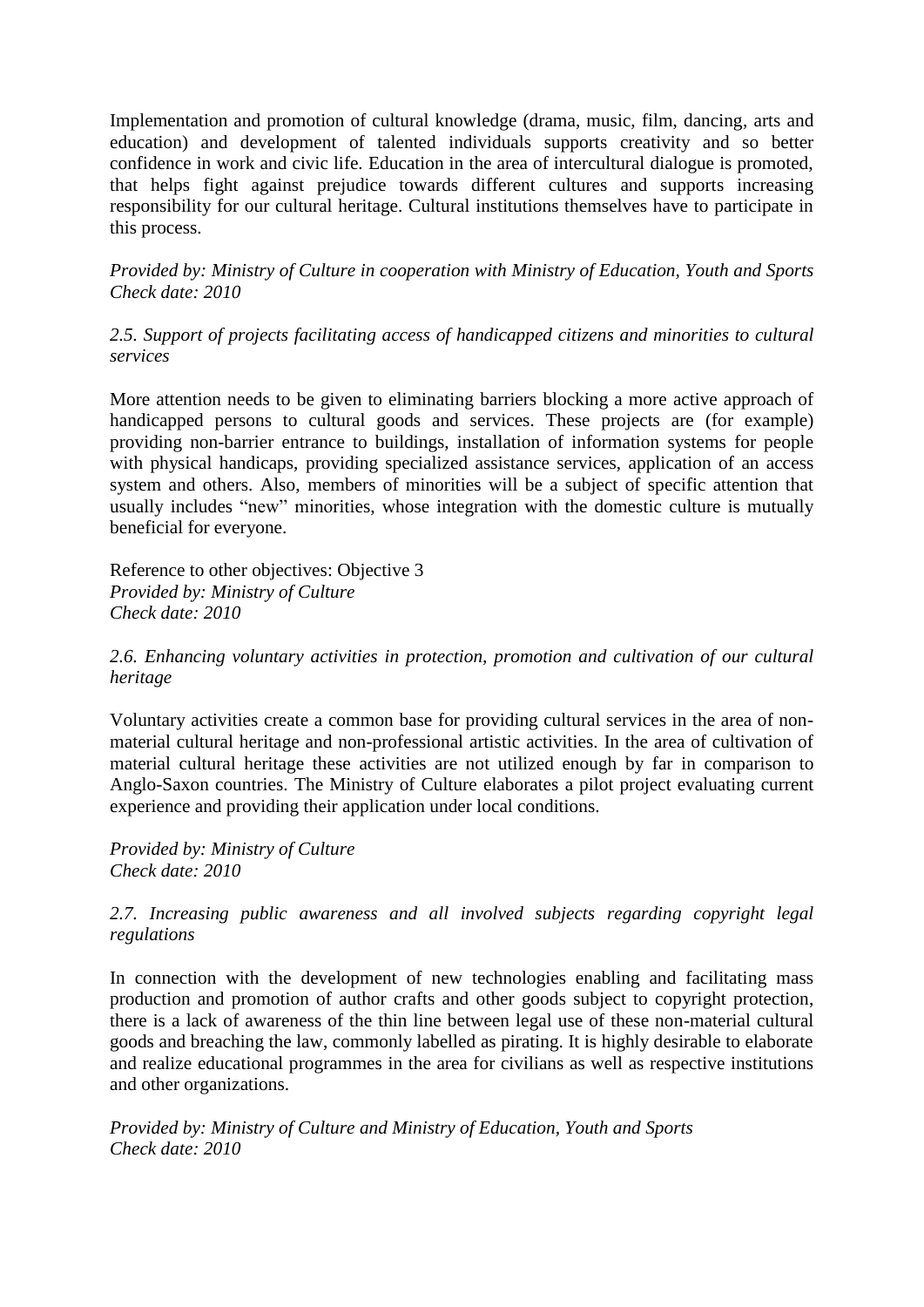Implementation and promotion of cultural knowledge (drama, music, film, dancing, arts and education) and development of talented individuals supports creativity and so better confidence in work and civic life. Education in the area of intercultural dialogue is promoted, that helps fight against prejudice towards different cultures and supports increasing responsibility for our cultural heritage. Cultural institutions themselves have to participate in this process.

*Provided by: Ministry of Culture in cooperation with Ministry of Education, Youth and Sports*
*Check date: 2010*

*2.5. Support of projects facilitating access of handicapped citizens and minorities to cultural services*

More attention needs to be given to eliminating barriers blocking a more active approach of handicapped persons to cultural goods and services. These projects are (for example) providing non-barrier entrance to buildings, installation of information systems for people with physical handicaps, providing specialized assistance services, application of an access system and others. Also, members of minorities will be a subject of specific attention that usually includes "new" minorities, whose integration with the domestic culture is mutually beneficial for everyone.

Reference to other objectives: Objective 3
*Provided by: Ministry of Culture*
*Check date: 2010*

*2.6. Enhancing voluntary activities in protection, promotion and cultivation of our cultural heritage*

Voluntary activities create a common base for providing cultural services in the area of non-material cultural heritage and non-professional artistic activities. In the area of cultivation of material cultural heritage these activities are not utilized enough by far in comparison to Anglo-Saxon countries. The Ministry of Culture elaborates a pilot project evaluating current experience and providing their application under local conditions.

*Provided by: Ministry of Culture*
*Check date: 2010*

*2.7. Increasing public awareness and all involved subjects regarding copyright legal regulations*

In connection with the development of new technologies enabling and facilitating mass production and promotion of author crafts and other goods subject to copyright protection, there is a lack of awareness of the thin line between legal use of these non-material cultural goods and breaching the law, commonly labelled as pirating. It is highly desirable to elaborate and realize educational programmes in the area for civilians as well as respective institutions and other organizations.

*Provided by: Ministry of Culture and Ministry of Education, Youth and Sports*
*Check date: 2010*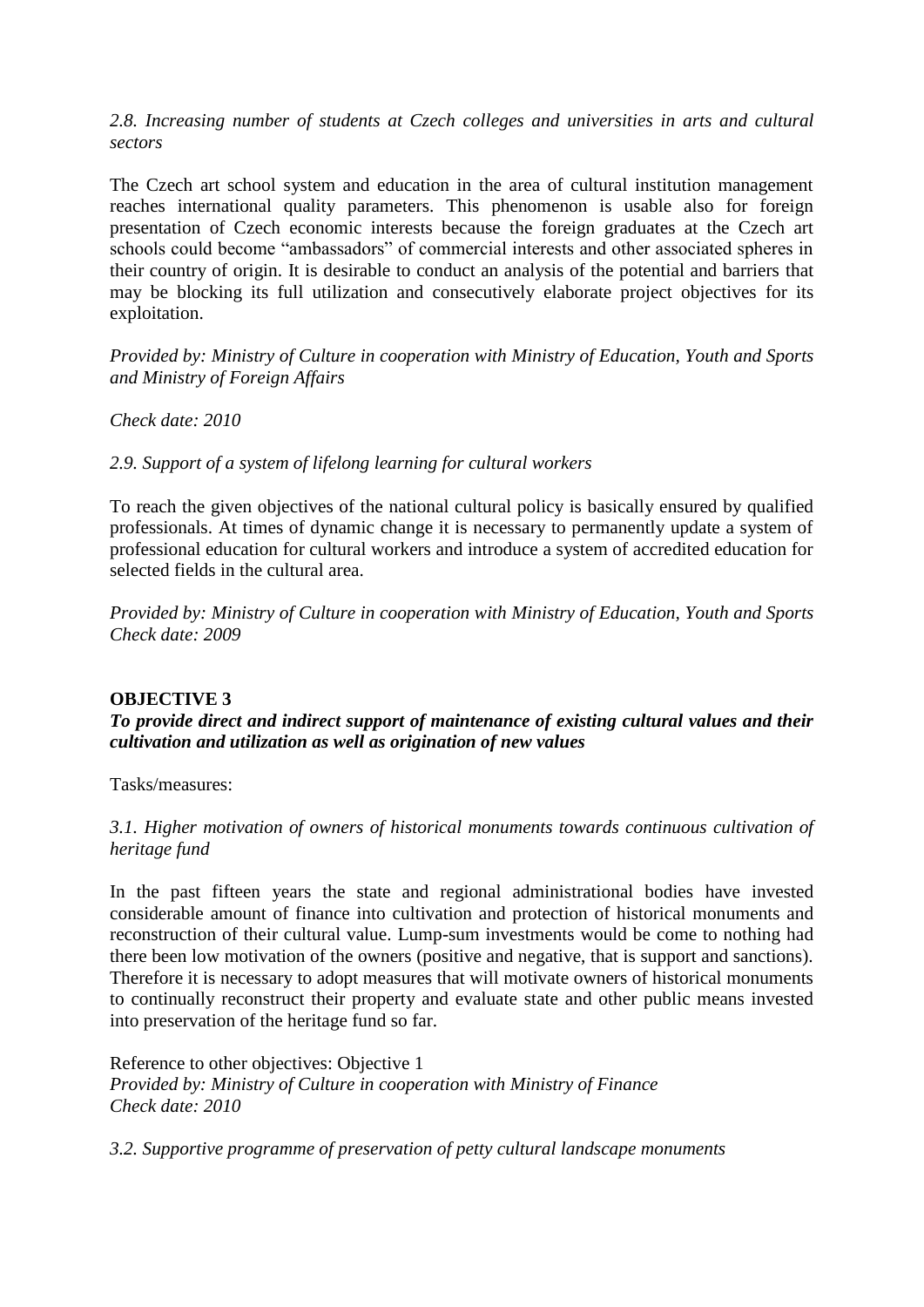*2.8. Increasing number of students at Czech colleges and universities in arts and cultural sectors*

The Czech art school system and education in the area of cultural institution management reaches international quality parameters. This phenomenon is usable also for foreign presentation of Czech economic interests because the foreign graduates at the Czech art schools could become "ambassadors" of commercial interests and other associated spheres in their country of origin. It is desirable to conduct an analysis of the potential and barriers that may be blocking its full utilization and consecutively elaborate project objectives for its exploitation.

*Provided by: Ministry of Culture in cooperation with Ministry of Education, Youth and Sports and Ministry of Foreign Affairs*

*Check date: 2010*

*2.9. Support of a system of lifelong learning for cultural workers*

To reach the given objectives of the national cultural policy is basically ensured by qualified professionals. At times of dynamic change it is necessary to permanently update a system of professional education for cultural workers and introduce a system of accredited education for selected fields in the cultural area.

*Provided by: Ministry of Culture in cooperation with Ministry of Education, Youth and Sports*
*Check date: 2009*

**OBJECTIVE 3**
***To provide direct and indirect support of maintenance of existing cultural values and their cultivation and utilization as well as origination of new values***

Tasks/measures:

*3.1. Higher motivation of owners of historical monuments towards continuous cultivation of heritage fund*

In the past fifteen years the state and regional administrational bodies have invested considerable amount of finance into cultivation and protection of historical monuments and reconstruction of their cultural value. Lump-sum investments would be come to nothing had there been low motivation of the owners (positive and negative, that is support and sanctions). Therefore it is necessary to adopt measures that will motivate owners of historical monuments to continually reconstruct their property and evaluate state and other public means invested into preservation of the heritage fund so far.

Reference to other objectives: Objective 1
*Provided by: Ministry of Culture in cooperation with Ministry of Finance*
*Check date: 2010*

*3.2. Supportive programme of preservation of petty cultural landscape monuments*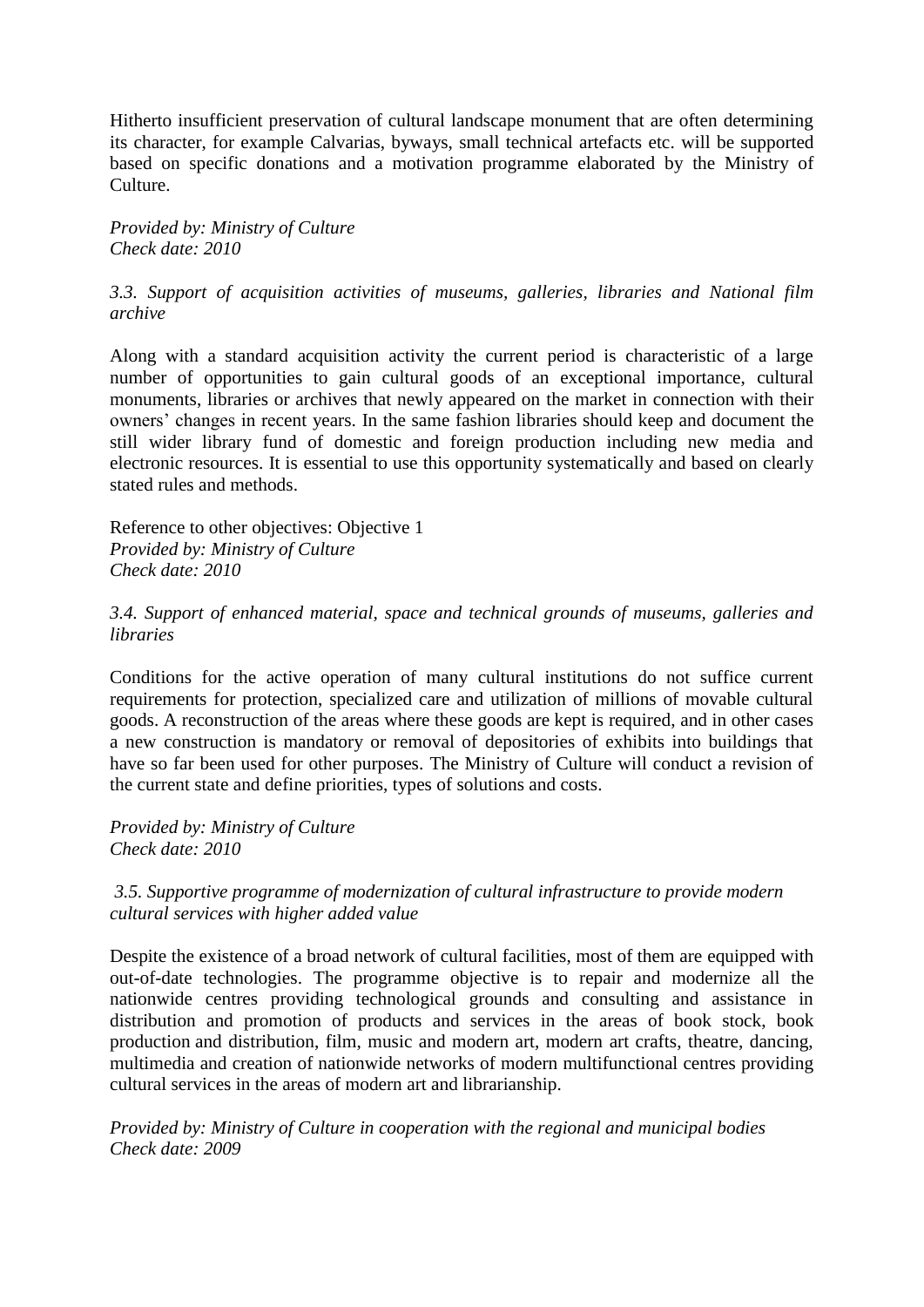Hitherto insufficient preservation of cultural landscape monument that are often determining its character, for example Calvarias, byways, small technical artefacts etc. will be supported based on specific donations and a motivation programme elaborated by the Ministry of Culture.

*Provided by: Ministry of Culture*
*Check date: 2010*

*3.3. Support of acquisition activities of museums, galleries, libraries and National film archive*

Along with a standard acquisition activity the current period is characteristic of a large number of opportunities to gain cultural goods of an exceptional importance, cultural monuments, libraries or archives that newly appeared on the market in connection with their owners' changes in recent years. In the same fashion libraries should keep and document the still wider library fund of domestic and foreign production including new media and electronic resources. It is essential to use this opportunity systematically and based on clearly stated rules and methods.

Reference to other objectives: Objective 1
*Provided by: Ministry of Culture*
*Check date: 2010*

*3.4. Support of enhanced material, space and technical grounds of museums, galleries and libraries*

Conditions for the active operation of many cultural institutions do not suffice current requirements for protection, specialized care and utilization of millions of movable cultural goods. A reconstruction of the areas where these goods are kept is required, and in other cases a new construction is mandatory or removal of depositories of exhibits into buildings that have so far been used for other purposes. The Ministry of Culture will conduct a revision of the current state and define priorities, types of solutions and costs.

*Provided by: Ministry of Culture*
*Check date: 2010*

*3.5. Supportive programme of modernization of cultural infrastructure to provide modern cultural services with higher added value*

Despite the existence of a broad network of cultural facilities, most of them are equipped with out-of-date technologies. The programme objective is to repair and modernize all the nationwide centres providing technological grounds and consulting and assistance in distribution and promotion of products and services in the areas of book stock, book production and distribution, film, music and modern art, modern art crafts, theatre, dancing, multimedia and creation of nationwide networks of modern multifunctional centres providing cultural services in the areas of modern art and librarianship.

*Provided by: Ministry of Culture in cooperation with the regional and municipal bodies*
*Check date: 2009*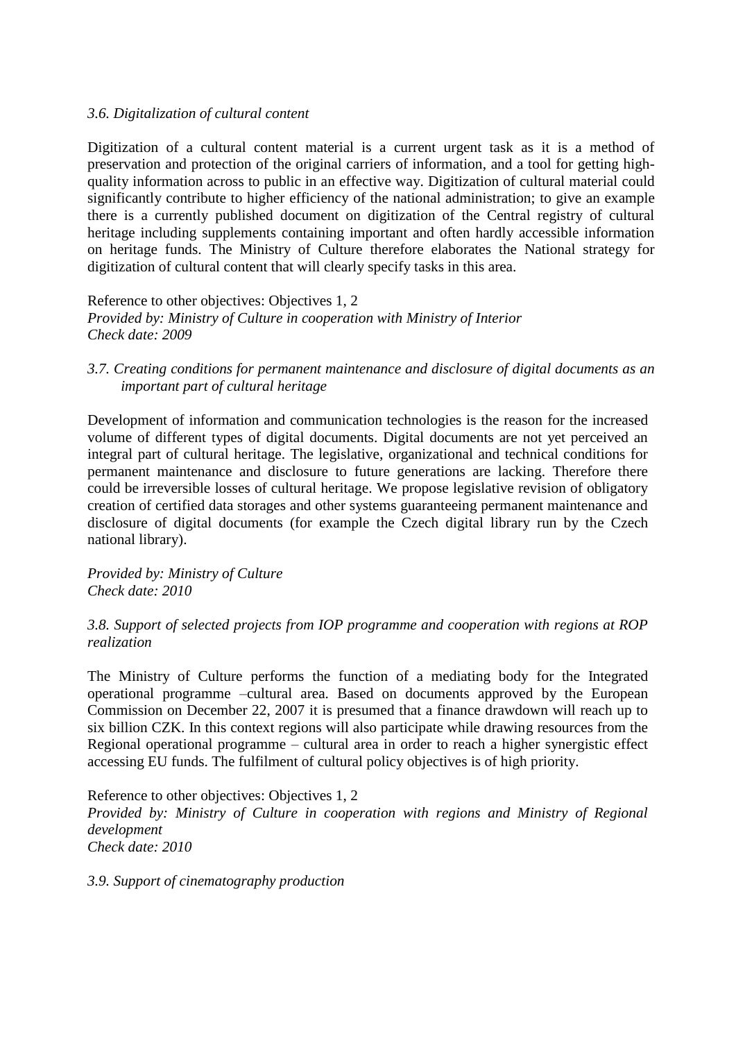*3.6. Digitalization of cultural content*

Digitization of a cultural content material is a current urgent task as it is a method of preservation and protection of the original carriers of information, and a tool for getting high-quality information across to public in an effective way. Digitization of cultural material could significantly contribute to higher efficiency of the national administration; to give an example there is a currently published document on digitization of the Central registry of cultural heritage including supplements containing important and often hardly accessible information on heritage funds. The Ministry of Culture therefore elaborates the National strategy for digitization of cultural content that will clearly specify tasks in this area.

Reference to other objectives: Objectives 1, 2
*Provided by: Ministry of Culture in cooperation with Ministry of Interior*
*Check date: 2009*

*3.7. Creating conditions for permanent maintenance and disclosure of digital documents as an important part of cultural heritage*

Development of information and communication technologies is the reason for the increased volume of different types of digital documents. Digital documents are not yet perceived an integral part of cultural heritage. The legislative, organizational and technical conditions for permanent maintenance and disclosure to future generations are lacking. Therefore there could be irreversible losses of cultural heritage. We propose legislative revision of obligatory creation of certified data storages and other systems guaranteeing permanent maintenance and disclosure of digital documents (for example the Czech digital library run by the Czech national library).

*Provided by: Ministry of Culture*
*Check date: 2010*

*3.8. Support of selected projects from IOP programme and cooperation with regions at ROP realization*

The Ministry of Culture performs the function of a mediating body for the Integrated operational programme –cultural area. Based on documents approved by the European Commission on December 22, 2007 it is presumed that a finance drawdown will reach up to six billion CZK. In this context regions will also participate while drawing resources from the Regional operational programme – cultural area in order to reach a higher synergistic effect accessing EU funds. The fulfilment of cultural policy objectives is of high priority.

Reference to other objectives: Objectives 1, 2
*Provided by: Ministry of Culture in cooperation with regions and Ministry of Regional development*
*Check date: 2010*

*3.9. Support of cinematography production*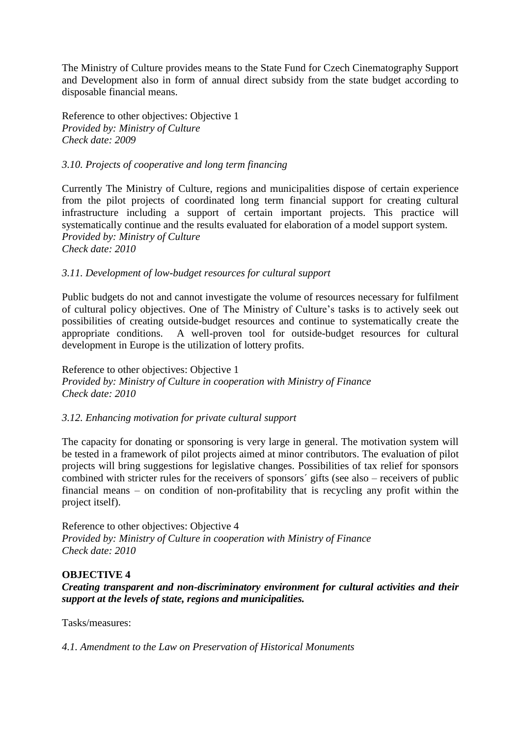The Ministry of Culture provides means to the State Fund for Czech Cinematography Support and Development also in form of annual direct subsidy from the state budget according to disposable financial means.

Reference to other objectives: Objective 1
*Provided by: Ministry of Culture*
*Check date: 2009*

*3.10. Projects of cooperative and long term financing*

Currently The Ministry of Culture, regions and municipalities dispose of certain experience from the pilot projects of coordinated long term financial support for creating cultural infrastructure including a support of certain important projects. This practice will systematically continue and the results evaluated for elaboration of a model support system.
*Provided by: Ministry of Culture*
*Check date: 2010*

*3.11. Development of low-budget resources for cultural support*

Public budgets do not and cannot investigate the volume of resources necessary for fulfilment of cultural policy objectives. One of The Ministry of Culture's tasks is to actively seek out possibilities of creating outside-budget resources and continue to systematically create the appropriate conditions. A well-proven tool for outside-budget resources for cultural development in Europe is the utilization of lottery profits.

Reference to other objectives: Objective 1
*Provided by: Ministry of Culture in cooperation with Ministry of Finance*
*Check date: 2010*

*3.12. Enhancing motivation for private cultural support*

The capacity for donating or sponsoring is very large in general. The motivation system will be tested in a framework of pilot projects aimed at minor contributors. The evaluation of pilot projects will bring suggestions for legislative changes. Possibilities of tax relief for sponsors combined with stricter rules for the receivers of sponsors´ gifts (see also – receivers of public financial means – on condition of non-profitability that is recycling any profit within the project itself).

Reference to other objectives: Objective 4
*Provided by: Ministry of Culture in cooperation with Ministry of Finance*
*Check date: 2010*

**OBJECTIVE 4**

***Creating transparent and non-discriminatory environment for cultural activities and their support at the levels of state, regions and municipalities.***

Tasks/measures:

*4.1. Amendment to the Law on Preservation of Historical Monuments*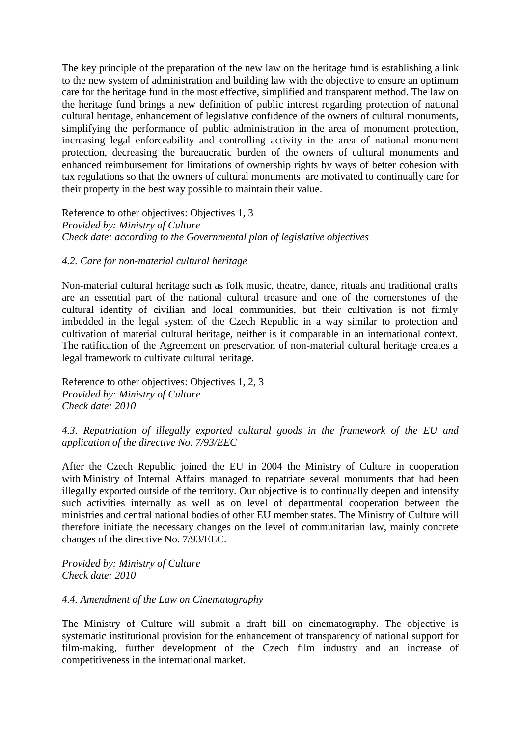The key principle of the preparation of the new law on the heritage fund is establishing a link to the new system of administration and building law with the objective to ensure an optimum care for the heritage fund in the most effective, simplified and transparent method. The law on the heritage fund brings a new definition of public interest regarding protection of national cultural heritage, enhancement of legislative confidence of the owners of cultural monuments, simplifying the performance of public administration in the area of monument protection, increasing legal enforceability and controlling activity in the area of national monument protection, decreasing the bureaucratic burden of the owners of cultural monuments and enhanced reimbursement for limitations of ownership rights by ways of better cohesion with tax regulations so that the owners of cultural monuments are motivated to continually care for their property in the best way possible to maintain their value.

Reference to other objectives: Objectives 1, 3
*Provided by: Ministry of Culture*
*Check date: according to the Governmental plan of legislative objectives*

*4.2. Care for non-material cultural heritage*

Non-material cultural heritage such as folk music, theatre, dance, rituals and traditional crafts are an essential part of the national cultural treasure and one of the cornerstones of the cultural identity of civilian and local communities, but their cultivation is not firmly imbedded in the legal system of the Czech Republic in a way similar to protection and cultivation of material cultural heritage, neither is it comparable in an international context. The ratification of the Agreement on preservation of non-material cultural heritage creates a legal framework to cultivate cultural heritage.

Reference to other objectives: Objectives 1, 2, 3
*Provided by: Ministry of Culture*
*Check date: 2010*

*4.3. Repatriation of illegally exported cultural goods in the framework of the EU and application of the directive No. 7/93/EEC*

After the Czech Republic joined the EU in 2004 the Ministry of Culture in cooperation with Ministry of Internal Affairs managed to repatriate several monuments that had been illegally exported outside of the territory. Our objective is to continually deepen and intensify such activities internally as well as on level of departmental cooperation between the ministries and central national bodies of other EU member states. The Ministry of Culture will therefore initiate the necessary changes on the level of communitarian law, mainly concrete changes of the directive No. 7/93/EEC.

*Provided by: Ministry of Culture*
*Check date: 2010*

*4.4. Amendment of the Law on Cinematography*

The Ministry of Culture will submit a draft bill on cinematography. The objective is systematic institutional provision for the enhancement of transparency of national support for film-making, further development of the Czech film industry and an increase of competitiveness in the international market.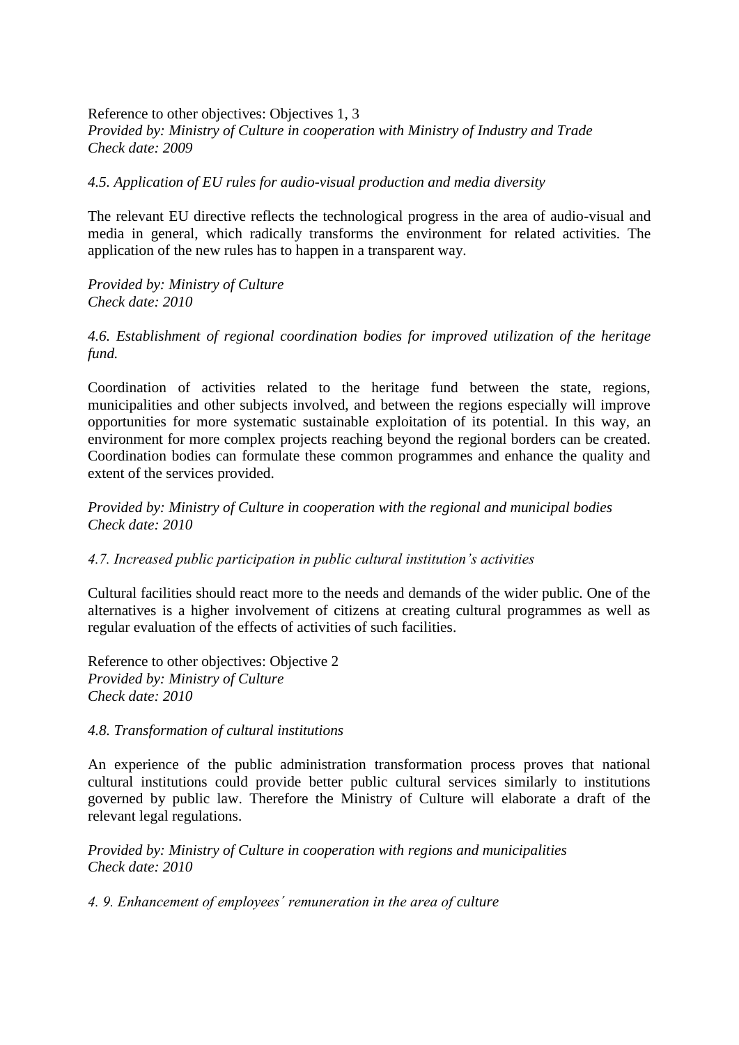Reference to other objectives: Objectives 1, 3
*Provided by: Ministry of Culture in cooperation with Ministry of Industry and Trade*
*Check date: 2009*

*4.5. Application of EU rules for audio-visual production and media diversity*

The relevant EU directive reflects the technological progress in the area of audio-visual and media in general, which radically transforms the environment for related activities. The application of the new rules has to happen in a transparent way.

*Provided by: Ministry of Culture*
*Check date: 2010*

*4.6. Establishment of regional coordination bodies for improved utilization of the heritage fund.*

Coordination of activities related to the heritage fund between the state, regions, municipalities and other subjects involved, and between the regions especially will improve opportunities for more systematic sustainable exploitation of its potential. In this way, an environment for more complex projects reaching beyond the regional borders can be created. Coordination bodies can formulate these common programmes and enhance the quality and extent of the services provided.

*Provided by: Ministry of Culture in cooperation with the regional and municipal bodies*
*Check date: 2010*

*4.7. Increased public participation in public cultural institution's activities*

Cultural facilities should react more to the needs and demands of the wider public. One of the alternatives is a higher involvement of citizens at creating cultural programmes as well as regular evaluation of the effects of activities of such facilities.

Reference to other objectives: Objective 2
*Provided by: Ministry of Culture*
*Check date: 2010*

*4.8. Transformation of cultural institutions*

An experience of the public administration transformation process proves that national cultural institutions could provide better public cultural services similarly to institutions governed by public law. Therefore the Ministry of Culture will elaborate a draft of the relevant legal regulations.

*Provided by: Ministry of Culture in cooperation with regions and municipalities*
*Check date: 2010*

*4. 9. Enhancement of employees´ remuneration in the area of culture*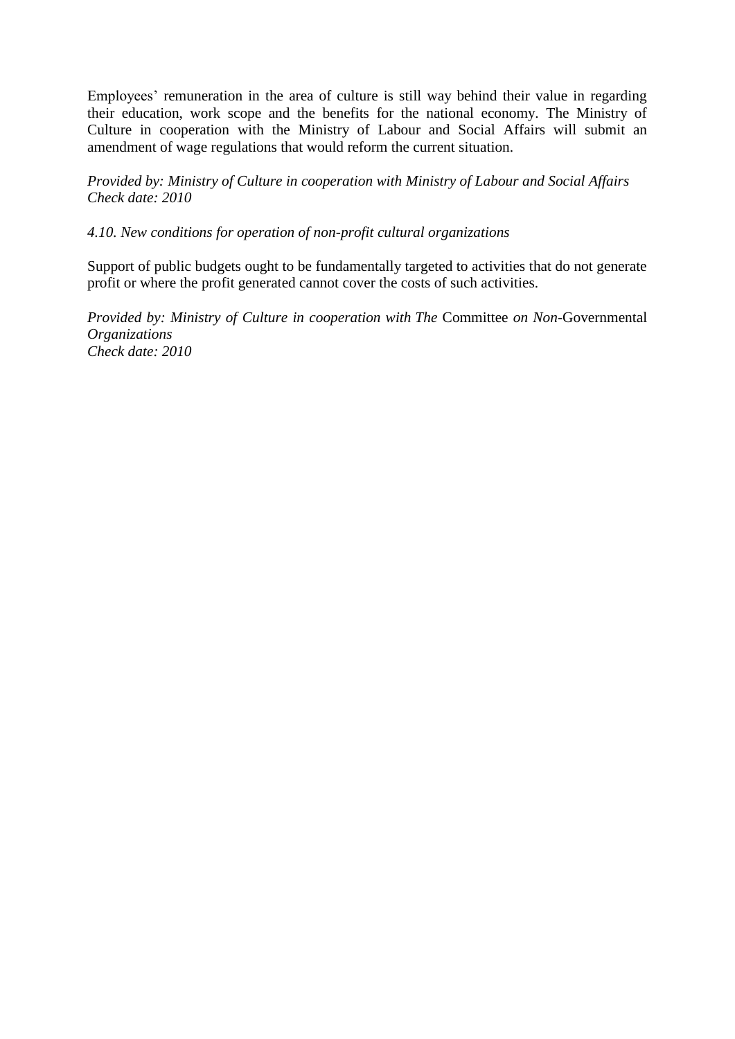Employees' remuneration in the area of culture is still way behind their value in regarding their education, work scope and the benefits for the national economy. The Ministry of Culture in cooperation with the Ministry of Labour and Social Affairs will submit an amendment of wage regulations that would reform the current situation.

*Provided by: Ministry of Culture in cooperation with Ministry of Labour and Social Affairs*
*Check date: 2010*

*4.10. New conditions for operation of non-profit cultural organizations*

Support of public budgets ought to be fundamentally targeted to activities that do not generate profit or where the profit generated cannot cover the costs of such activities.

*Provided by: Ministry of Culture in cooperation with The* Committee *on Non-*Governmental *Organizations*
*Check date: 2010*